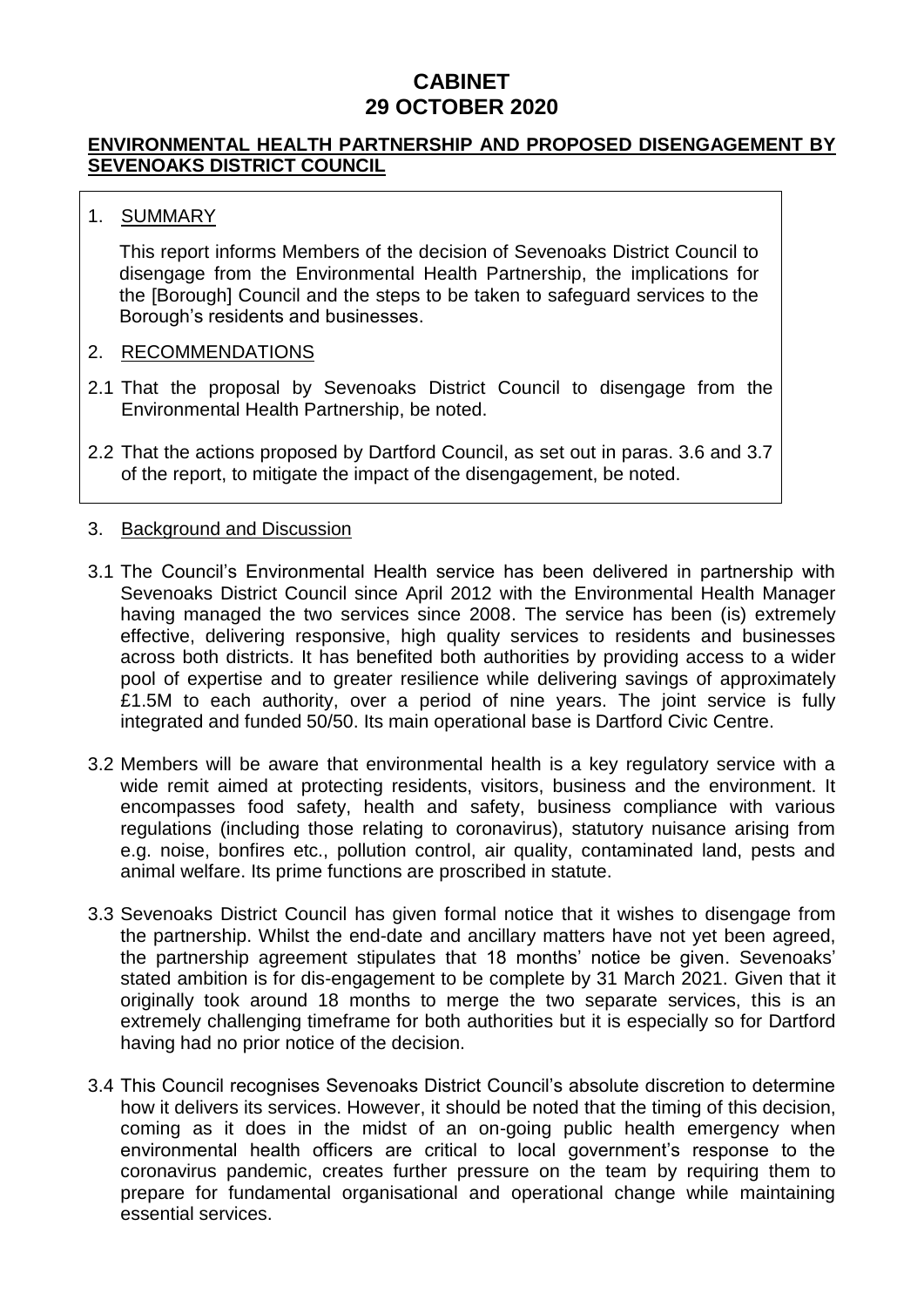# CABINET
# 29 OCTOBER 2020

**ENVIRONMENTAL HEALTH PARTNERSHIP AND PROPOSED DISENGAGEMENT BY SEVENOAKS DISTRICT COUNCIL**

1. SUMMARY

   This report informs Members of the decision of Sevenoaks District Council to disengage from the Environmental Health Partnership, the implications for the [Borough] Council and the steps to be taken to safeguard services to the Borough's residents and businesses.

2. RECOMMENDATIONS

2.1 That the proposal by Sevenoaks District Council to disengage from the Environmental Health Partnership, be noted.

2.2 That the actions proposed by Dartford Council, as set out in paras. 3.6 and 3.7 of the report, to mitigate the impact of the disengagement, be noted.

3. Background and Discussion

3.1 The Council's Environmental Health service has been delivered in partnership with Sevenoaks District Council since April 2012 with the Environmental Health Manager having managed the two services since 2008. The service has been (is) extremely effective, delivering responsive, high quality services to residents and businesses across both districts. It has benefited both authorities by providing access to a wider pool of expertise and to greater resilience while delivering savings of approximately £1.5M to each authority, over a period of nine years. The joint service is fully integrated and funded 50/50. Its main operational base is Dartford Civic Centre.

3.2 Members will be aware that environmental health is a key regulatory service with a wide remit aimed at protecting residents, visitors, business and the environment. It encompasses food safety, health and safety, business compliance with various regulations (including those relating to coronavirus), statutory nuisance arising from e.g. noise, bonfires etc., pollution control, air quality, contaminated land, pests and animal welfare. Its prime functions are proscribed in statute.

3.3 Sevenoaks District Council has given formal notice that it wishes to disengage from the partnership. Whilst the end-date and ancillary matters have not yet been agreed, the partnership agreement stipulates that 18 months' notice be given. Sevenoaks' stated ambition is for dis-engagement to be complete by 31 March 2021. Given that it originally took around 18 months to merge the two separate services, this is an extremely challenging timeframe for both authorities but it is especially so for Dartford having had no prior notice of the decision.

3.4 This Council recognises Sevenoaks District Council's absolute discretion to determine how it delivers its services. However, it should be noted that the timing of this decision, coming as it does in the midst of an on-going public health emergency when environmental health officers are critical to local government's response to the coronavirus pandemic, creates further pressure on the team by requiring them to prepare for fundamental organisational and operational change while maintaining essential services.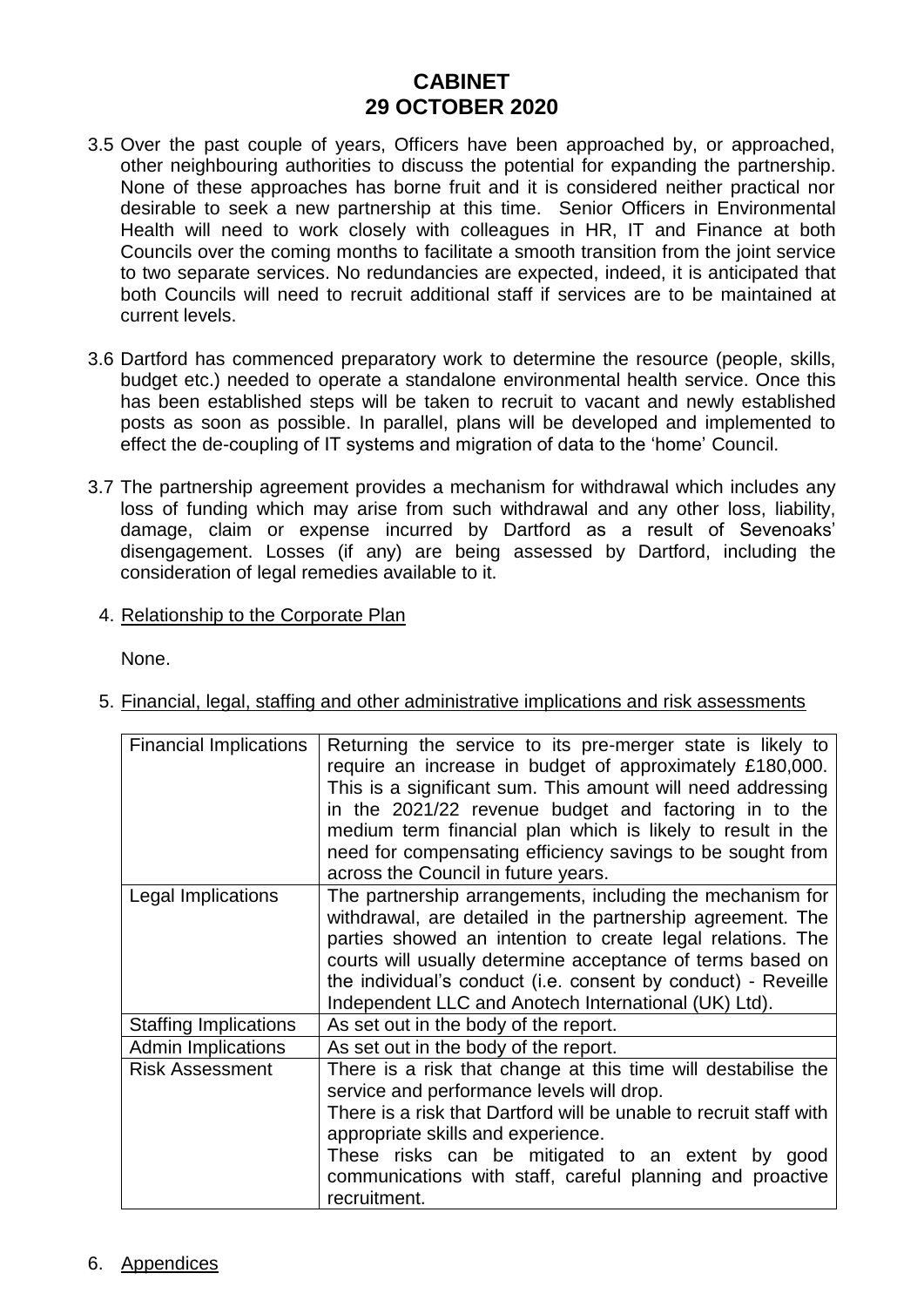3.5 Over the past couple of years, Officers have been approached by, or approached, other neighbouring authorities to discuss the potential for expanding the partnership. None of these approaches has borne fruit and it is considered neither practical nor desirable to seek a new partnership at this time. Senior Officers in Environmental Health will need to work closely with colleagues in HR, IT and Finance at both Councils over the coming months to facilitate a smooth transition from the joint service to two separate services. No redundancies are expected, indeed, it is anticipated that both Councils will need to recruit additional staff if services are to be maintained at current levels.

3.6 Dartford has commenced preparatory work to determine the resource (people, skills, budget etc.) needed to operate a standalone environmental health service. Once this has been established steps will be taken to recruit to vacant and newly established posts as soon as possible. In parallel, plans will be developed and implemented to effect the de-coupling of IT systems and migration of data to the 'home' Council.

3.7 The partnership agreement provides a mechanism for withdrawal which includes any loss of funding which may arise from such withdrawal and any other loss, liability, damage, claim or expense incurred by Dartford as a result of Sevenoaks' disengagement. Losses (if any) are being assessed by Dartford, including the consideration of legal remedies available to it.

4. Relationship to the Corporate Plan

None.

5. Financial, legal, staffing and other administrative implications and risk assessments

| | |
|---|---|
| Financial Implications | Returning the service to its pre-merger state is likely to require an increase in budget of approximately £180,000. This is a significant sum. This amount will need addressing in the 2021/22 revenue budget and factoring in to the medium term financial plan which is likely to result in the need for compensating efficiency savings to be sought from across the Council in future years. |
| Legal Implications | The partnership arrangements, including the mechanism for withdrawal, are detailed in the partnership agreement. The parties showed an intention to create legal relations. The courts will usually determine acceptance of terms based on the individual's conduct (i.e. consent by conduct) - Reveille Independent LLC and Anotech International (UK) Ltd). |
| Staffing Implications | As set out in the body of the report. |
| Admin Implications | As set out in the body of the report. |
| Risk Assessment | There is a risk that change at this time will destabilise the service and performance levels will drop.<br>There is a risk that Dartford will be unable to recruit staff with appropriate skills and experience.<br>These risks can be mitigated to an extent by good communications with staff, careful planning and proactive recruitment. |

6. Appendices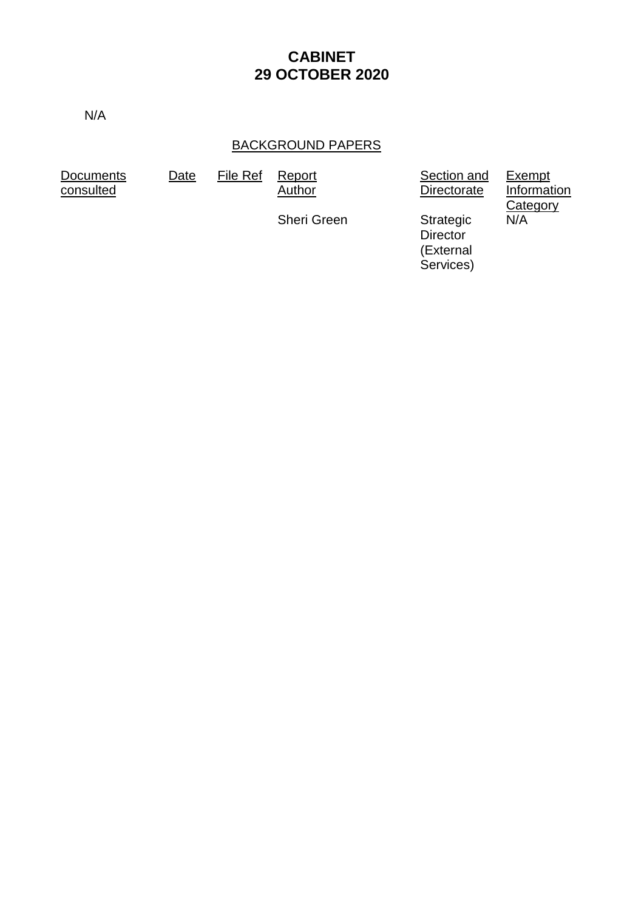**CABINET**
**29 OCTOBER 2020**

N/A

BACKGROUND PAPERS

| Documents consulted | Date | File Ref | Report Author | Section and Directorate | Exempt Information Category |
| --- | --- | --- | --- | --- | --- |
| | | | Sheri Green | Strategic Director (External Services) | N/A |